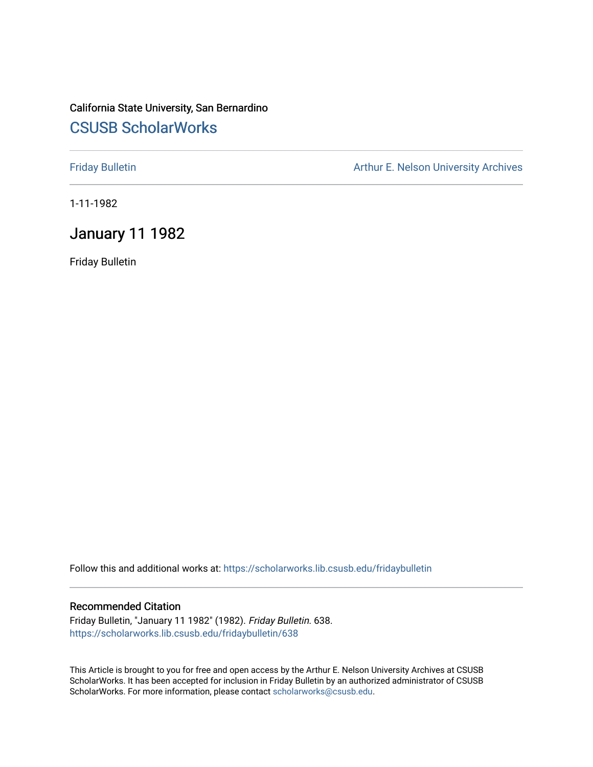California State University, San Bernardino

# CSUSB ScholarWorks

Friday Bulletin

Arthur E. Nelson University Archives

1-11-1982

## January 11 1982

Friday Bulletin

Follow this and additional works at: https://scholarworks.lib.csusb.edu/fridaybulletin

### Recommended Citation

Friday Bulletin, "January 11 1982" (1982). *Friday Bulletin*. 638.
https://scholarworks.lib.csusb.edu/fridaybulletin/638

This Article is brought to you for free and open access by the Arthur E. Nelson University Archives at CSUSB ScholarWorks. It has been accepted for inclusion in Friday Bulletin by an authorized administrator of CSUSB ScholarWorks. For more information, please contact scholarworks@csusb.edu.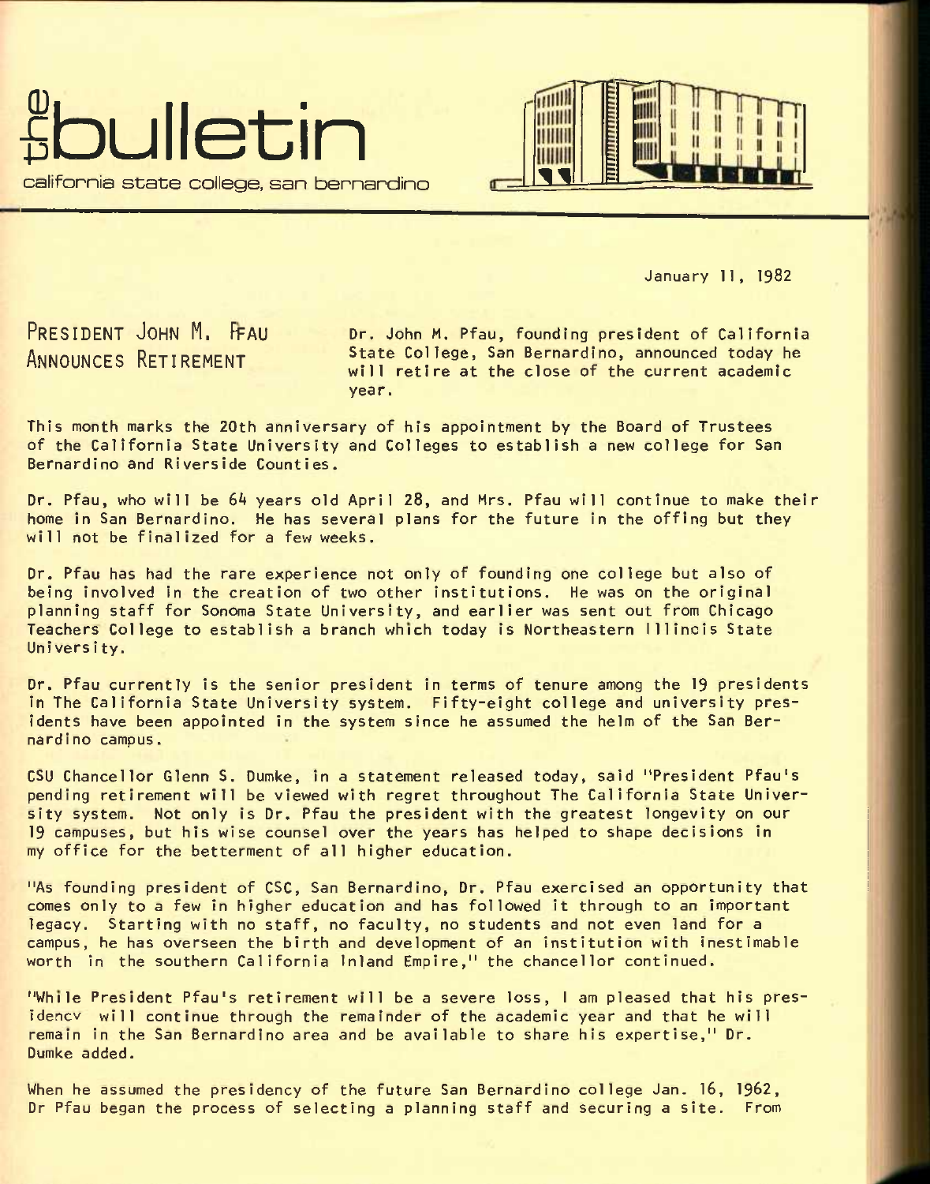# the bulletin

california state college, san bernardino

January 11, 1982

## PRESIDENT JOHN M. PFAU ANNOUNCES RETIREMENT

Dr. John M. Pfau, founding president of California State College, San Bernardino, announced today he will retire at the close of the current academic year.

This month marks the 20th anniversary of his appointment by the Board of Trustees of the California State University and Colleges to establish a new college for San Bernardino and Riverside Counties.

Dr. Pfau, who will be 64 years old April 28, and Mrs. Pfau will continue to make their home in San Bernardino. He has several plans for the future in the offing but they will not be finalized for a few weeks.

Dr. Pfau has had the rare experience not only of founding one college but also of being involved in the creation of two other institutions. He was on the original planning staff for Sonoma State University, and earlier was sent out from Chicago Teachers College to establish a branch which today is Northeastern Illinois State University.

Dr. Pfau currently is the senior president in terms of tenure among the 19 presidents in The California State University system. Fifty-eight college and university presidents have been appointed in the system since he assumed the helm of the San Bernardino campus.

CSU Chancellor Glenn S. Dumke, in a statement released today, said "President Pfau's pending retirement will be viewed with regret throughout The California State University system. Not only is Dr. Pfau the president with the greatest longevity on our 19 campuses, but his wise counsel over the years has helped to shape decisions in my office for the betterment of all higher education.

"As founding president of CSC, San Bernardino, Dr. Pfau exercised an opportunity that comes only to a few in higher education and has followed it through to an important legacy. Starting with no staff, no faculty, no students and not even land for a campus, he has overseen the birth and development of an institution with inestimable worth in the southern California Inland Empire," the chancellor continued.

"While President Pfau's retirement will be a severe loss, I am pleased that his presidency will continue through the remainder of the academic year and that he will remain in the San Bernardino area and be available to share his expertise," Dr. Dumke added.

When he assumed the presidency of the future San Bernardino college Jan. 16, 1962, Dr Pfau began the process of selecting a planning staff and securing a site. From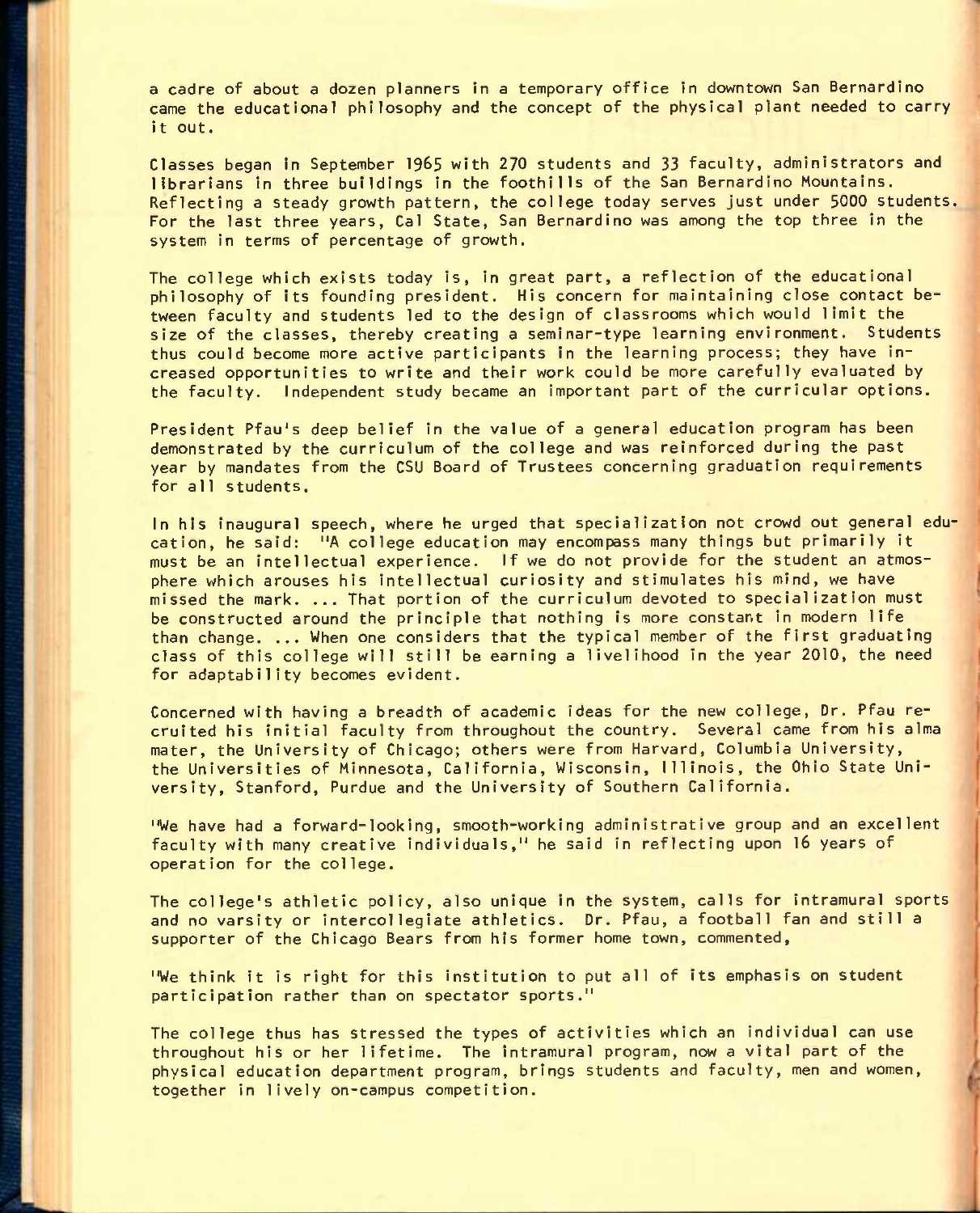a cadre of about a dozen planners in a temporary office in downtown San Bernardino came the educational philosophy and the concept of the physical plant needed to carry it out.

Classes began in September 1965 with 270 students and 33 faculty, administrators and librarians in three buildings in the foothills of the San Bernardino Mountains. Reflecting a steady growth pattern, the college today serves just under 5000 students. For the last three years, Cal State, San Bernardino was among the top three in the system in terms of percentage of growth.

The college which exists today is, in great part, a reflection of the educational philosophy of its founding president. His concern for maintaining close contact between faculty and students led to the design of classrooms which would limit the size of the classes, thereby creating a seminar-type learning environment. Students thus could become more active participants in the learning process; they have increased opportunities to write and their work could be more carefully evaluated by the faculty. Independent study became an important part of the curricular options.

President Pfau's deep belief in the value of a general education program has been demonstrated by the curriculum of the college and was reinforced during the past year by mandates from the CSU Board of Trustees concerning graduation requirements for all students.

In his inaugural speech, where he urged that specialization not crowd out general education, he said: "A college education may encompass many things but primarily it must be an intellectual experience. If we do not provide for the student an atmosphere which arouses his intellectual curiosity and stimulates his mind, we have missed the mark. ... That portion of the curriculum devoted to specialization must be constructed around the principle that nothing is more constant in modern life than change. ... When one considers that the typical member of the first graduating class of this college will still be earning a livelihood in the year 2010, the need for adaptability becomes evident.

Concerned with having a breadth of academic ideas for the new college, Dr. Pfau recruited his initial faculty from throughout the country. Several came from his alma mater, the University of Chicago; others were from Harvard, Columbia University, the Universities of Minnesota, California, Wisconsin, Illinois, the Ohio State University, Stanford, Purdue and the University of Southern California.

"We have had a forward-looking, smooth-working administrative group and an excellent faculty with many creative individuals," he said in reflecting upon 16 years of operation for the college.

The college's athletic policy, also unique in the system, calls for intramural sports and no varsity or intercollegiate athletics. Dr. Pfau, a football fan and still a supporter of the Chicago Bears from his former home town, commented,

"We think it is right for this institution to put all of its emphasis on student participation rather than on spectator sports."

The college thus has stressed the types of activities which an individual can use throughout his or her lifetime. The intramural program, now a vital part of the physical education department program, brings students and faculty, men and women, together in lively on-campus competition.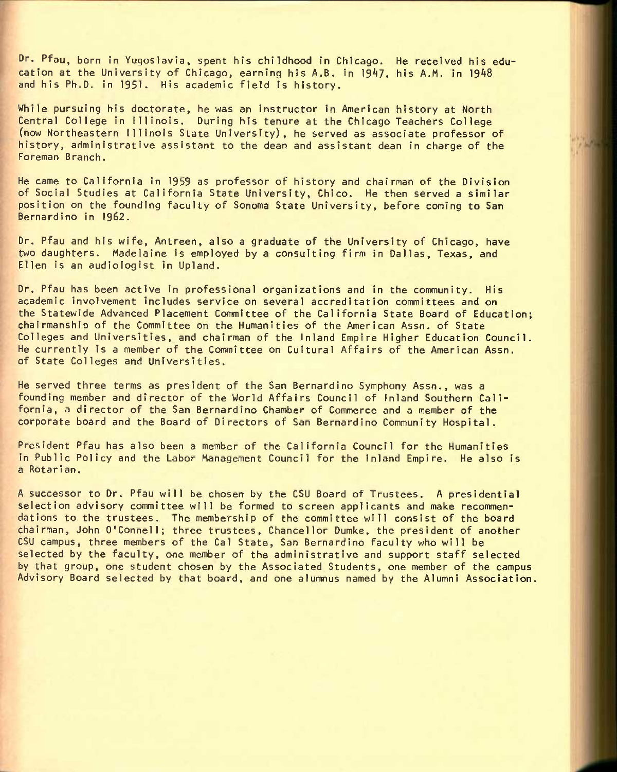Dr. Pfau, born in Yugoslavia, spent his childhood in Chicago. He received his education at the University of Chicago, earning his A.B. in 1947, his A.M. in 1948 and his Ph.D. in 1951. His academic field is history.

While pursuing his doctorate, he was an instructor in American history at North Central College in Illinois. During his tenure at the Chicago Teachers College (now Northeastern Illinois State University), he served as associate professor of history, administrative assistant to the dean and assistant dean in charge of the Foreman Branch.

He came to California in 1959 as professor of history and chairman of the Division of Social Studies at California State University, Chico. He then served a similar position on the founding faculty of Sonoma State University, before coming to San Bernardino in 1962.

Dr. Pfau and his wife, Antreen, also a graduate of the University of Chicago, have two daughters. Madelaine is employed by a consulting firm in Dallas, Texas, and Ellen is an audiologist in Upland.

Dr. Pfau has been active in professional organizations and in the community. His academic involvement includes service on several accreditation committees and on the Statewide Advanced Placement Committee of the California State Board of Education; chairmanship of the Committee on the Humanities of the American Assn. of State Colleges and Universities, and chairman of the Inland Empire Higher Education Council. He currently is a member of the Committee on Cultural Affairs of the American Assn. of State Colleges and Universities.

He served three terms as president of the San Bernardino Symphony Assn., was a founding member and director of the World Affairs Council of Inland Southern California, a director of the San Bernardino Chamber of Commerce and a member of the corporate board and the Board of Directors of San Bernardino Community Hospital.

President Pfau has also been a member of the California Council for the Humanities in Public Policy and the Labor Management Council for the Inland Empire. He also is a Rotarian.

A successor to Dr. Pfau will be chosen by the CSU Board of Trustees. A presidential selection advisory committee will be formed to screen applicants and make recommendations to the trustees. The membership of the committee will consist of the board chairman, John O'Connell; three trustees, Chancellor Dumke, the president of another CSU campus, three members of the Cal State, San Bernardino faculty who will be selected by the faculty, one member of the administrative and support staff selected by that group, one student chosen by the Associated Students, one member of the campus Advisory Board selected by that board, and one alumnus named by the Alumni Association.